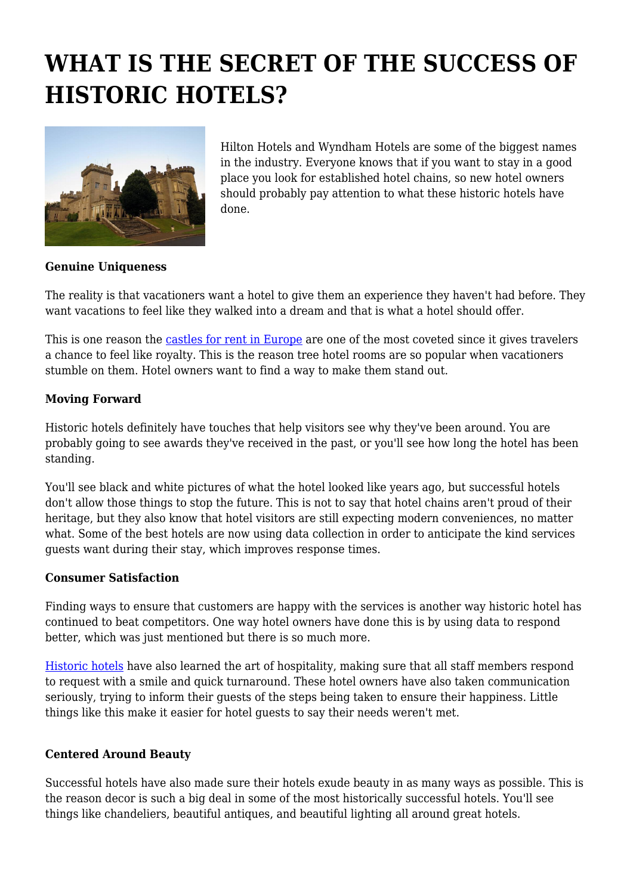# WHAT IS THE SECRET OF THE SUCCESS OF HISTORIC HOTELS?

Hilton Hotels and Wyndham Hotels are some of the biggest names in the industry. Everyone knows that if you want to stay in a good place you look for established hotel chains, so new hotel owners should probably pay attention to what these historic hotels have done.

**Genuine Uniqueness**

The reality is that vacationers want a hotel to give them an experience they haven't had before. They want vacations to feel like they walked into a dream and that is what a hotel should offer.

This is one reason the castles for rent in Europe are one of the most coveted since it gives travelers a chance to feel like royalty. This is the reason tree hotel rooms are so popular when vacationers stumble on them. Hotel owners want to find a way to make them stand out.

**Moving Forward**

Historic hotels definitely have touches that help visitors see why they've been around. You are probably going to see awards they've received in the past, or you'll see how long the hotel has been standing.

You'll see black and white pictures of what the hotel looked like years ago, but successful hotels don't allow those things to stop the future. This is not to say that hotel chains aren't proud of their heritage, but they also know that hotel visitors are still expecting modern conveniences, no matter what. Some of the best hotels are now using data collection in order to anticipate the kind services guests want during their stay, which improves response times.

**Consumer Satisfaction**

Finding ways to ensure that customers are happy with the services is another way historic hotel has continued to beat competitors. One way hotel owners have done this is by using data to respond better, which was just mentioned but there is so much more.

Historic hotels have also learned the art of hospitality, making sure that all staff members respond to request with a smile and quick turnaround. These hotel owners have also taken communication seriously, trying to inform their guests of the steps being taken to ensure their happiness. Little things like this make it easier for hotel guests to say their needs weren't met.

**Centered Around Beauty**

Successful hotels have also made sure their hotels exude beauty in as many ways as possible. This is the reason decor is such a big deal in some of the most historically successful hotels. You'll see things like chandeliers, beautiful antiques, and beautiful lighting all around great hotels.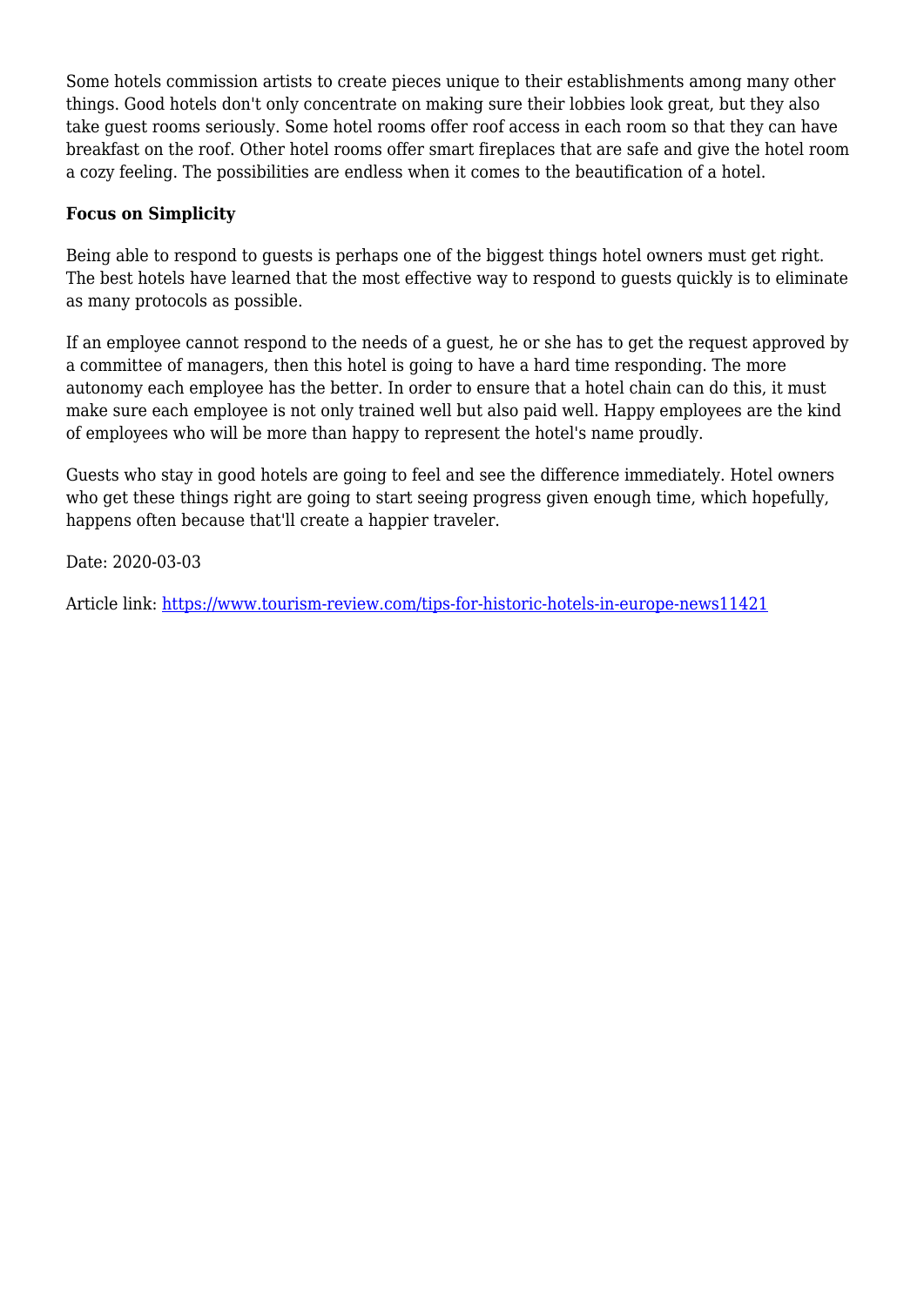Some hotels commission artists to create pieces unique to their establishments among many other things. Good hotels don't only concentrate on making sure their lobbies look great, but they also take guest rooms seriously. Some hotel rooms offer roof access in each room so that they can have breakfast on the roof. Other hotel rooms offer smart fireplaces that are safe and give the hotel room a cozy feeling. The possibilities are endless when it comes to the beautification of a hotel.

**Focus on Simplicity**

Being able to respond to guests is perhaps one of the biggest things hotel owners must get right. The best hotels have learned that the most effective way to respond to guests quickly is to eliminate as many protocols as possible.

If an employee cannot respond to the needs of a guest, he or she has to get the request approved by a committee of managers, then this hotel is going to have a hard time responding. The more autonomy each employee has the better. In order to ensure that a hotel chain can do this, it must make sure each employee is not only trained well but also paid well. Happy employees are the kind of employees who will be more than happy to represent the hotel's name proudly.

Guests who stay in good hotels are going to feel and see the difference immediately. Hotel owners who get these things right are going to start seeing progress given enough time, which hopefully, happens often because that'll create a happier traveler.

Date: 2020-03-03

Article link: https://www.tourism-review.com/tips-for-historic-hotels-in-europe-news11421